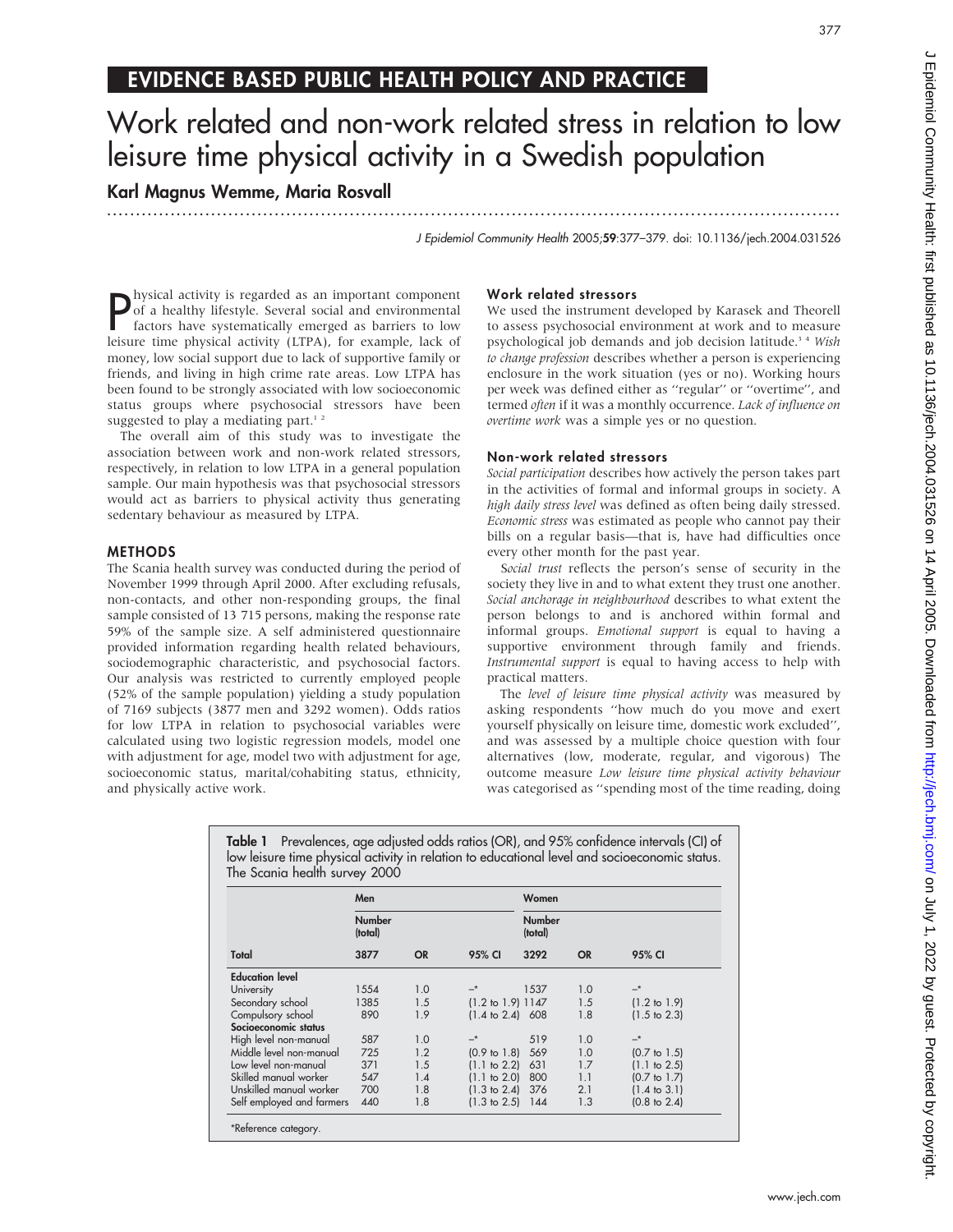## EVIDENCE BASED PUBLIC HEALTH POLICY AND PRACTICE

# Work related and non-work related stress in relation to low leisure time physical activity in a Swedish population

**Karl Magnus Wemme, Maria Rosvall**

J Epidemiol Community Health 2005;**59**:377–379. doi: 10.1136/jech.2004.031526

Physical activity is regarded as an important component of a healthy lifestyle. Several social and environmental factors have systematically emerged as barriers to low leisure time physical activity (LTPA), for example, lack of money, low social support due to lack of supportive family or friends, and living in high crime rate areas. Low LTPA has been found to be strongly associated with low socioeconomic status groups where psychosocial stressors have been suggested to play a mediating part.[1 2]

The overall aim of this study was to investigate the association between work and non-work related stressors, respectively, in relation to low LTPA in a general population sample. Our main hypothesis was that psychosocial stressors would act as barriers to physical activity thus generating sedentary behaviour as measured by LTPA.

## METHODS

The Scania health survey was conducted during the period of November 1999 through April 2000. After excluding refusals, non-contacts, and other non-responding groups, the final sample consisted of 13 715 persons, making the response rate 59% of the sample size. A self administered questionnaire provided information regarding health related behaviours, sociodemographic characteristic, and psychosocial factors. Our analysis was restricted to currently employed people (52% of the sample population) yielding a study population of 7169 subjects (3877 men and 3292 women). Odds ratios for low LTPA in relation to psychosocial variables were calculated using two logistic regression models, model one with adjustment for age, model two with adjustment for age, socioeconomic status, marital/cohabiting status, ethnicity, and physically active work.

### Work related stressors

We used the instrument developed by Karasek and Theorell to assess psychosocial environment at work and to measure psychological job demands and job decision latitude.[3 4] *Wish to change profession* describes whether a person is experiencing enclosure in the work situation (yes or no). Working hours per week was defined either as "regular" or "overtime", and termed *often* if it was a monthly occurrence. *Lack of influence on overtime work* was a simple yes or no question.

### Non-work related stressors

*Social participation* describes how actively the person takes part in the activities of formal and informal groups in society. A *high daily stress level* was defined as often being daily stressed. *Economic stress* was estimated as people who cannot pay their bills on a regular basis—that is, have had difficulties once every other month for the past year.

*Social trust* reflects the person's sense of security in the society they live in and to what extent they trust one another. *Social anchorage in neighbourhood* describes to what extent the person belongs to and is anchored within formal and informal groups. *Emotional support* is equal to having a supportive environment through family and friends. *Instrumental support* is equal to having access to help with practical matters.

The *level of leisure time physical activity* was measured by asking respondents "how much do you move and exert yourself physically on leisure time, domestic work excluded", and was assessed by a multiple choice question with four alternatives (low, moderate, regular, and vigorous) The outcome measure *Low leisure time physical activity behaviour* was categorised as "spending most of the time reading, doing

**Table 1** Prevalences, age adjusted odds ratios (OR), and 95% confidence intervals (CI) of low leisure time physical activity in relation to educational level and socioeconomic status. The Scania health survey 2000

| | Men | | | Women | | |
|---|---|---|---|---|---|---|
| | Number (total) | | | Number (total) | | |
| **Total** | **3877** | **OR** | **95% CI** | **3292** | **OR** | **95% CI** |
| **Education level** | | | | | | |
| University | 1554 | 1.0 | –* | 1537 | 1.0 | –* |
| Secondary school | 1385 | 1.5 | (1.2 to 1.9) | 1147 | 1.5 | (1.2 to 1.9) |
| Compulsory school | 890 | 1.9 | (1.4 to 2.4) | 608 | 1.8 | (1.5 to 2.3) |
| **Socioeconomic status** | | | | | | |
| High level non-manual | 587 | 1.0 | –* | 519 | 1.0 | –* |
| Middle level non-manual | 725 | 1.2 | (0.9 to 1.8) | 569 | 1.0 | (0.7 to 1.5) |
| Low level non-manual | 371 | 1.5 | (1.1 to 2.2) | 631 | 1.7 | (1.1 to 2.5) |
| Skilled manual worker | 547 | 1.4 | (1.1 to 2.0) | 800 | 1.1 | (0.7 to 1.7) |
| Unskilled manual worker | 700 | 1.8 | (1.3 to 2.4) | 376 | 2.1 | (1.4 to 3.1) |
| Self employed and farmers | 440 | 1.8 | (1.3 to 2.5) | 144 | 1.3 | (0.8 to 2.4) |

*Reference category.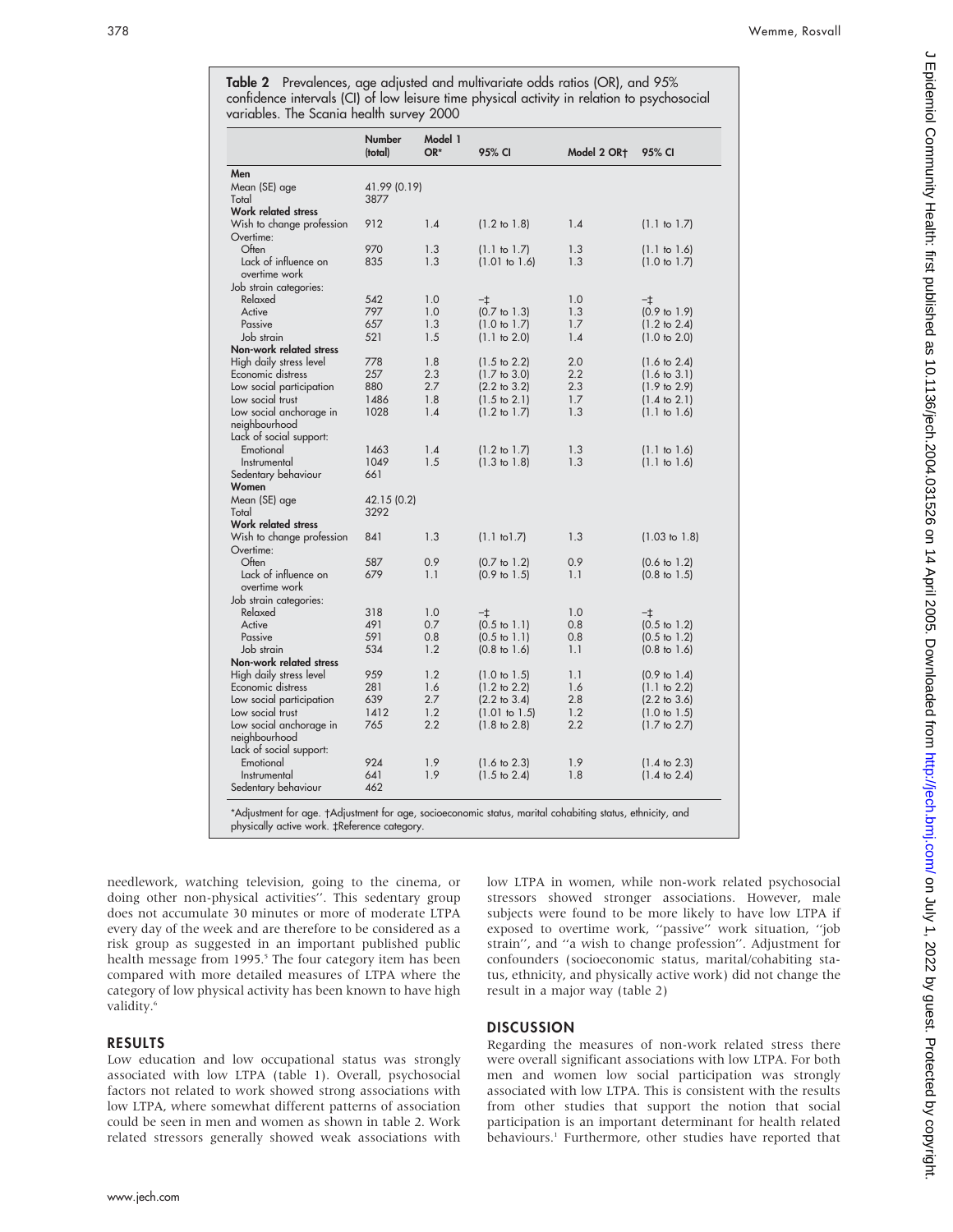**Table 2** Prevalences, age adjusted and multivariate odds ratios (OR), and 95% confidence intervals (CI) of low leisure time physical activity in relation to psychosocial variables. The Scania health survey 2000

| | Number (total) | Model 1 OR* | 95% CI | Model 2 OR† | 95% CI |
|---|---|---|---|---|---|
| **Men** | | | | | |
| Mean (SE) age | 41.99 (0.19) | | | | |
| Total | 3877 | | | | |
| **Work related stress** | | | | | |
| Wish to change profession | 912 | 1.4 | (1.2 to 1.8) | 1.4 | (1.1 to 1.7) |
| Overtime: | | | | | |
| Often | 970 | 1.3 | (1.1 to 1.7) | 1.3 | (1.1 to 1.6) |
| Lack of influence on overtime work | 835 | 1.3 | (1.01 to 1.6) | 1.3 | (1.0 to 1.7) |
| Job strain categories: | | | | | |
| Relaxed | 542 | 1.0 | –‡ | 1.0 | –‡ |
| Active | 797 | 1.0 | (0.7 to 1.3) | 1.3 | (0.9 to 1.9) |
| Passive | 657 | 1.3 | (1.0 to 1.7) | 1.7 | (1.2 to 2.4) |
| Job strain | 521 | 1.5 | (1.1 to 2.0) | 1.4 | (1.0 to 2.0) |
| **Non-work related stress** | | | | | |
| High daily stress level | 778 | 1.8 | (1.5 to 2.2) | 2.0 | (1.6 to 2.4) |
| Economic distress | 257 | 2.3 | (1.7 to 3.0) | 2.2 | (1.6 to 3.1) |
| Low social participation | 880 | 2.7 | (2.2 to 3.2) | 2.3 | (1.9 to 2.9) |
| Low social trust | 1486 | 1.8 | (1.5 to 2.1) | 1.7 | (1.4 to 2.1) |
| Low social anchorage in neighbourhood | 1028 | 1.4 | (1.2 to 1.7) | 1.3 | (1.1 to 1.6) |
| Lack of social support: | | | | | |
| Emotional | 1463 | 1.4 | (1.2 to 1.7) | 1.3 | (1.1 to 1.6) |
| Instrumental | 1049 | 1.5 | (1.3 to 1.8) | 1.3 | (1.1 to 1.6) |
| Sedentary behaviour | 661 | | | | |
| **Women** | | | | | |
| Mean (SE) age | 42.15 (0.2) | | | | |
| Total | 3292 | | | | |
| **Work related stress** | | | | | |
| Wish to change profession | 841 | 1.3 | (1.1 to1.7) | 1.3 | (1.03 to 1.8) |
| Overtime: | | | | | |
| Often | 587 | 0.9 | (0.7 to 1.2) | 0.9 | (0.6 to 1.2) |
| Lack of influence on overtime work | 679 | 1.1 | (0.9 to 1.5) | 1.1 | (0.8 to 1.5) |
| Job strain categories: | | | | | |
| Relaxed | 318 | 1.0 | –‡ | 1.0 | –‡ |
| Active | 491 | 0.7 | (0.5 to 1.1) | 0.8 | (0.5 to 1.2) |
| Passive | 591 | 0.8 | (0.5 to 1.1) | 0.8 | (0.5 to 1.2) |
| Job strain | 534 | 1.2 | (0.8 to 1.6) | 1.1 | (0.8 to 1.6) |
| **Non-work related stress** | | | | | |
| High daily stress level | 959 | 1.2 | (1.0 to 1.5) | 1.1 | (0.9 to 1.4) |
| Economic distress | 281 | 1.6 | (1.2 to 2.2) | 1.6 | (1.1 to 2.2) |
| Low social participation | 639 | 2.7 | (2.2 to 3.4) | 2.8 | (2.2 to 3.6) |
| Low social trust | 1412 | 1.2 | (1.01 to 1.5) | 1.2 | (1.0 to 1.5) |
| Low social anchorage in neighbourhood | 765 | 2.2 | (1.8 to 2.8) | 2.2 | (1.7 to 2.7) |
| Lack of social support: | | | | | |
| Emotional | 924 | 1.9 | (1.6 to 2.3) | 1.9 | (1.4 to 2.3) |
| Instrumental | 641 | 1.9 | (1.5 to 2.4) | 1.8 | (1.4 to 2.4) |
| Sedentary behaviour | 462 | | | | |

*Adjustment for age. †Adjustment for age, socioeconomic status, marital cohabiting status, ethnicity, and physically active work. ‡Reference category.

needlework, watching television, going to the cinema, or doing other non-physical activities''. This sedentary group does not accumulate 30 minutes or more of moderate LTPA every day of the week and are therefore to be considered as a risk group as suggested in an important published public health message from 1995.[5] The four category item has been compared with more detailed measures of LTPA where the category of low physical activity has been known to have high validity.[6]

## RESULTS

Low education and low occupational status was strongly associated with low LTPA (table 1). Overall, psychosocial factors not related to work showed strong associations with low LTPA, where somewhat different patterns of association could be seen in men and women as shown in table 2. Work related stressors generally showed weak associations with low LTPA in women, while non-work related psychosocial stressors showed stronger associations. However, male subjects were found to be more likely to have low LTPA if exposed to overtime work, ''passive'' work situation, ''job strain'', and ''a wish to change profession''. Adjustment for confounders (socioeconomic status, marital/cohabiting status, ethnicity, and physically active work) did not change the result in a major way (table 2)

## DISCUSSION

Regarding the measures of non-work related stress there were overall significant associations with low LTPA. For both men and women low social participation was strongly associated with low LTPA. This is consistent with the results from other studies that support the notion that social participation is an important determinant for health related behaviours.[1] Furthermore, other studies have reported that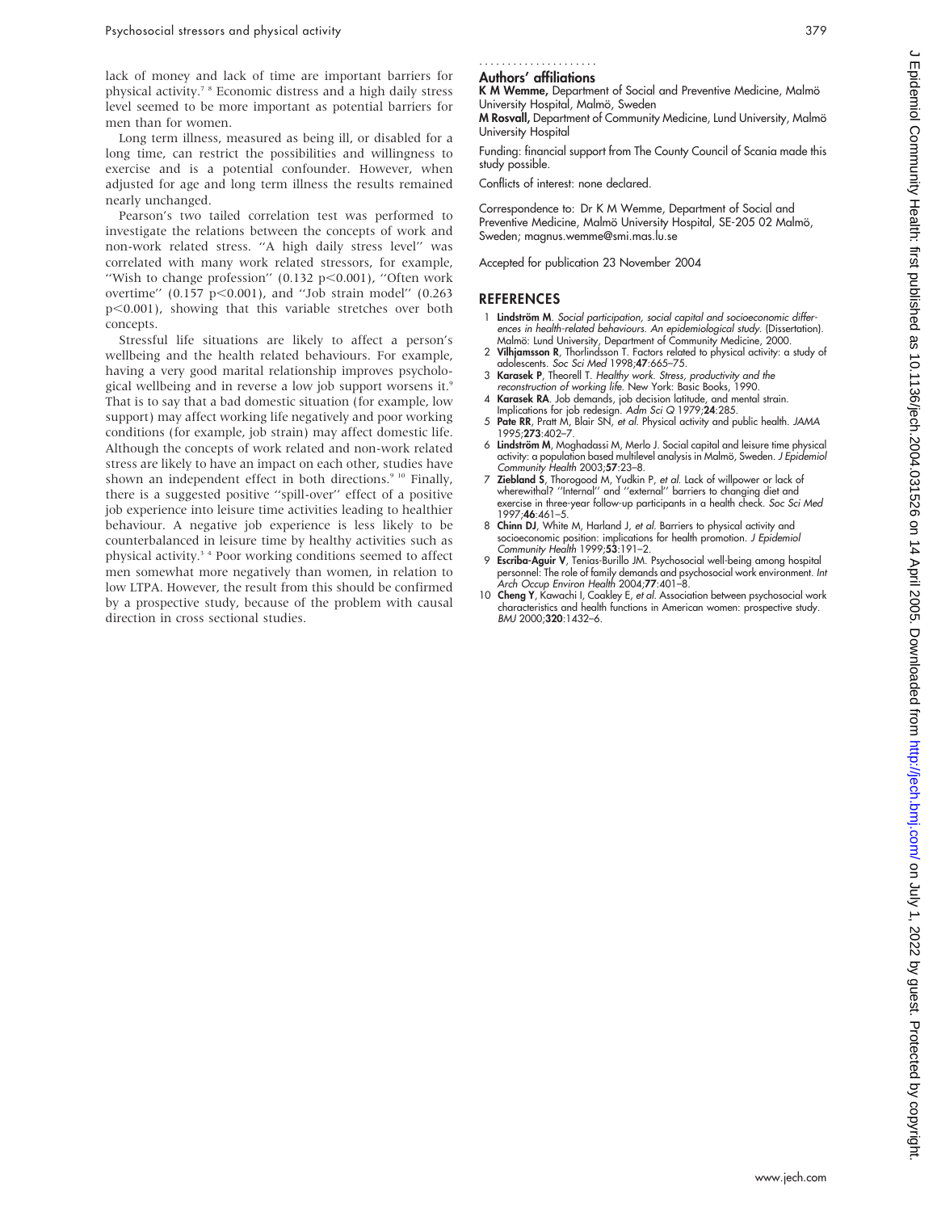lack of money and lack of time are important barriers for physical activity.[7,8] Economic distress and a high daily stress level seemed to be more important as potential barriers for men than for women.

Long term illness, measured as being ill, or disabled for a long time, can restrict the possibilities and willingness to exercise and is a potential confounder. However, when adjusted for age and long term illness the results remained nearly unchanged.

Pearson's two tailed correlation test was performed to investigate the relations between the concepts of work and non-work related stress. "A high daily stress level" was correlated with many work related stressors, for example, "Wish to change profession" (0.132 $p<0.001$), "Often work overtime" (0.157 $p<0.001$), and "Job strain model" (0.263 $p<0.001$), showing that this variable stretches over both concepts.

Stressful life situations are likely to affect a person's wellbeing and the health related behaviours. For example, having a very good marital relationship improves psychological wellbeing and in reverse a low job support worsens it.[9] That is to say that a bad domestic situation (for example, low support) may affect working life negatively and poor working conditions (for example, job strain) may affect domestic life. Although the concepts of work related and non-work related stress are likely to have an impact on each other, studies have shown an independent effect in both directions.[9,10] Finally, there is a suggested positive "spill-over" effect of a positive job experience into leisure time activities leading to healthier behaviour. A negative job experience is less likely to be counterbalanced in leisure time by healthy activities such as physical activity.[3,4] Poor working conditions seemed to affect men somewhat more negatively than women, in relation to low LTPA. However, the result from this should be confirmed by a prospective study, because of the problem with causal direction in cross sectional studies.

## Authors' affiliations

**K M Wemme,** Department of Social and Preventive Medicine, Malmö University Hospital, Malmö, Sweden

**M Rosvall,** Department of Community Medicine, Lund University, Malmö University Hospital

Funding: financial support from The County Council of Scania made this study possible.

Conflicts of interest: none declared.

Correspondence to: Dr K M Wemme, Department of Social and Preventive Medicine, Malmö University Hospital, SE-205 02 Malmö, Sweden; magnus.wemme@smi.mas.lu.se

Accepted for publication 23 November 2004

## REFERENCES

1. **Lindström M**. *Social participation, social capital and socioeconomic differences in health-related behaviours. An epidemiological study*. (Dissertation). Malmö: Lund University, Department of Community Medicine, 2000.
2. **Vilhjamsson R**, Thorlindsson T. Factors related to physical activity: a study of adolescents. *Soc Sci Med* 1998;**47**:665–75.
3. **Karasek P**, Theorell T. *Healthy work. Stress, productivity and the reconstruction of working life*. New York: Basic Books, 1990.
4. **Karasek RA**. Job demands, job decision latitude, and mental strain. Implications for job redesign. *Adm Sci Q* 1979;**24**:285.
5. **Pate RR**, Pratt M, Blair SN, *et al*. Physical activity and public health. *JAMA* 1995;**273**:402–7.
6. **Lindström M**, Moghadassi M, Merlo J. Social capital and leisure time physical activity: a population based multilevel analysis in Malmö, Sweden. *J Epidemiol Community Health* 2003;**57**:23–8.
7. **Ziebland S**, Thorogood M, Yudkin P, *et al*. Lack of willpower or lack of wherewithal? "Internal" and "external" barriers to changing diet and exercise in three-year follow-up participants in a health check. *Soc Sci Med* 1997;**46**:461–5.
8. **Chinn DJ**, White M, Harland J, *et al*. Barriers to physical activity and socioeconomic position: implications for health promotion. *J Epidemiol Community Health* 1999;**53**:191–2.
9. **Escriba-Aguir V**, Tenias-Burillo JM. Psychosocial well-being among hospital personnel: The role of family demands and psychosocial work environment. *Int Arch Occup Environ Health* 2004;**77**:401–8.
10. **Cheng Y**, Kawachi I, Coakley E, *et al*. Association between psychosocial work characteristics and health functions in American women: prospective study. *BMJ* 2000;**320**:1432–6.